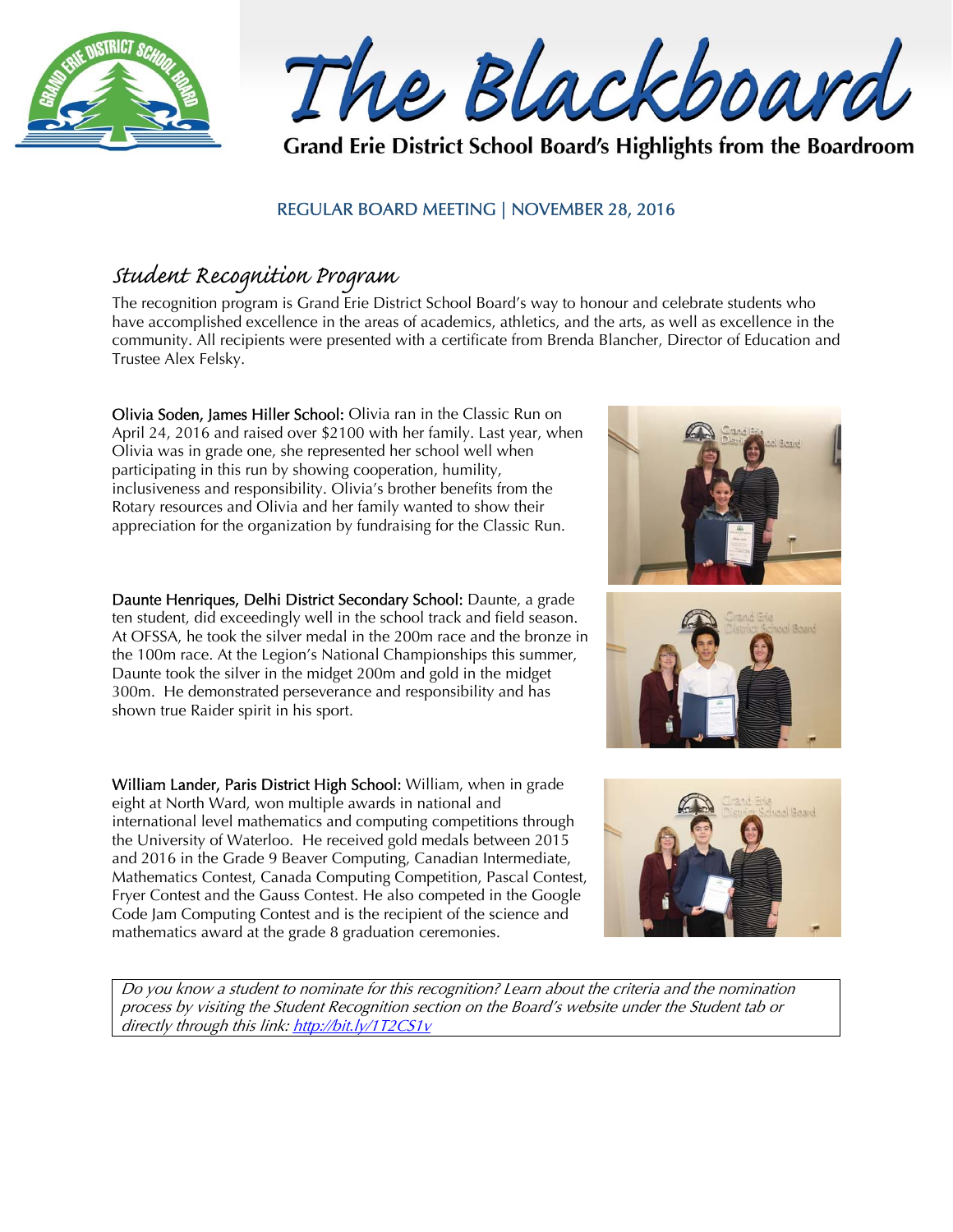# The Blackboard

**Grand Erie District School Board's Highlights from the Boardroom**

REGULAR BOARD MEETING | NOVEMBER 28, 2016

## Student Recognition Program

The recognition program is Grand Erie District School Board's way to honour and celebrate students who have accomplished excellence in the areas of academics, athletics, and the arts, as well as excellence in the community. All recipients were presented with a certificate from Brenda Blancher, Director of Education and Trustee Alex Felsky.

**Olivia Soden, James Hiller School:** Olivia ran in the Classic Run on April 24, 2016 and raised over $2100 with her family. Last year, when Olivia was in grade one, she represented her school well when participating in this run by showing cooperation, humility, inclusiveness and responsibility. Olivia's brother benefits from the Rotary resources and Olivia and her family wanted to show their appreciation for the organization by fundraising for the Classic Run.

**Daunte Henriques, Delhi District Secondary School:** Daunte, a grade ten student, did exceedingly well in the school track and field season. At OFSSA, he took the silver medal in the 200m race and the bronze in the 100m race. At the Legion's National Championships this summer, Daunte took the silver in the midget 200m and gold in the midget 300m. He demonstrated perseverance and responsibility and has shown true Raider spirit in his sport.

**William Lander, Paris District High School:** William, when in grade eight at North Ward, won multiple awards in national and international level mathematics and computing competitions through the University of Waterloo. He received gold medals between 2015 and 2016 in the Grade 9 Beaver Computing, Canadian Intermediate, Mathematics Contest, Canada Computing Competition, Pascal Contest, Fryer Contest and the Gauss Contest. He also competed in the Google Code Jam Computing Contest and is the recipient of the science and mathematics award at the grade 8 graduation ceremonies.

*Do you know a student to nominate for this recognition? Learn about the criteria and the nomination process by visiting the Student Recognition section on the Board's website under the Student tab or directly through this link: http://bit.ly/1T2CS1v*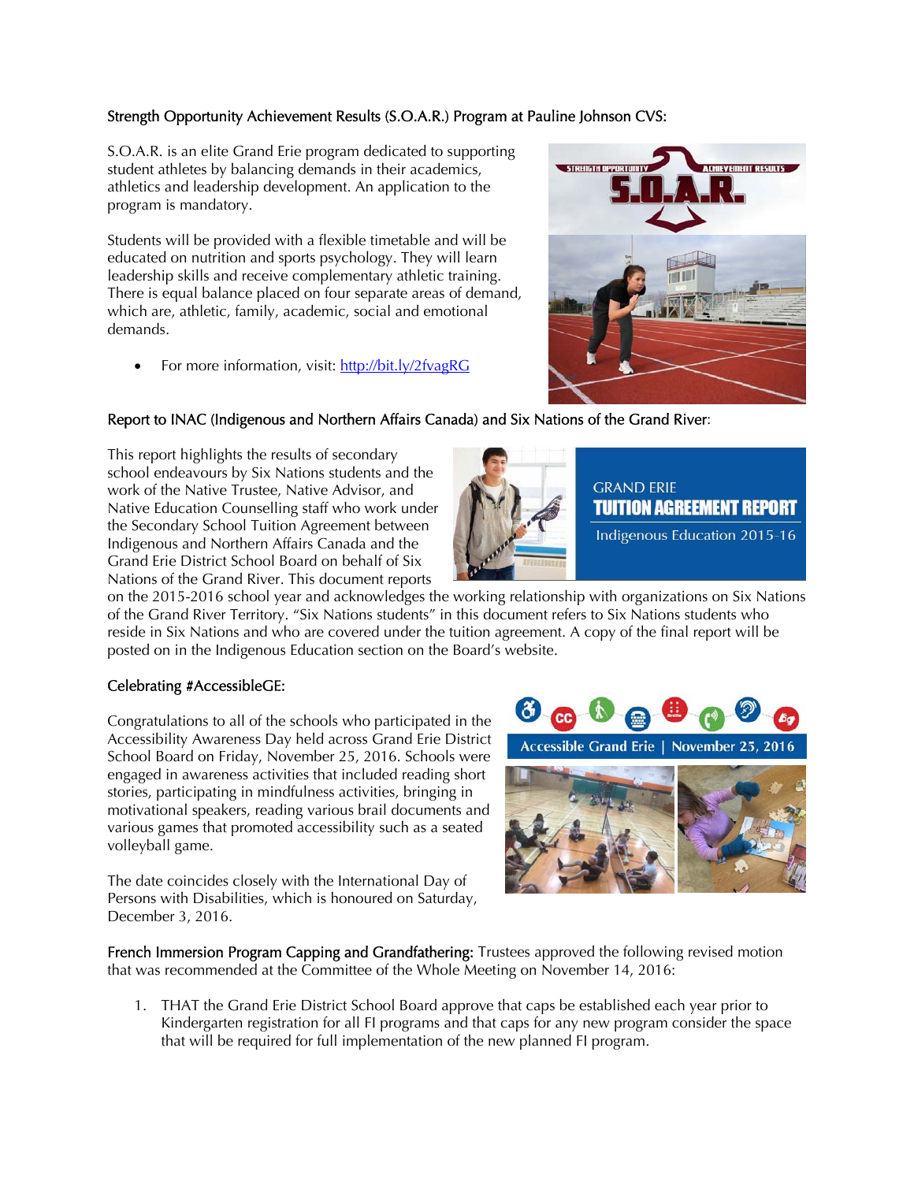**Strength Opportunity Achievement Results (S.O.A.R.) Program at Pauline Johnson CVS:**

S.O.A.R. is an elite Grand Erie program dedicated to supporting student athletes by balancing demands in their academics, athletics and leadership development. An application to the program is mandatory.

Students will be provided with a flexible timetable and will be educated on nutrition and sports psychology. They will learn leadership skills and receive complementary athletic training. There is equal balance placed on four separate areas of demand, which are, athletic, family, academic, social and emotional demands.

- For more information, visit: http://bit.ly/2fvagRG

**Report to INAC (Indigenous and Northern Affairs Canada) and Six Nations of the Grand River:**

This report highlights the results of secondary school endeavours by Six Nations students and the work of the Native Trustee, Native Advisor, and Native Education Counselling staff who work under the Secondary School Tuition Agreement between Indigenous and Northern Affairs Canada and the Grand Erie District School Board on behalf of Six Nations of the Grand River. This document reports on the 2015-2016 school year and acknowledges the working relationship with organizations on Six Nations of the Grand River Territory. "Six Nations students" in this document refers to Six Nations students who reside in Six Nations and who are covered under the tuition agreement. A copy of the final report will be posted on in the Indigenous Education section on the Board's website.

**Celebrating #AccessibleGE:**

Congratulations to all of the schools who participated in the Accessibility Awareness Day held across Grand Erie District School Board on Friday, November 25, 2016. Schools were engaged in awareness activities that included reading short stories, participating in mindfulness activities, bringing in motivational speakers, reading various brail documents and various games that promoted accessibility such as a seated volleyball game.

The date coincides closely with the International Day of Persons with Disabilities, which is honoured on Saturday, December 3, 2016.

**French Immersion Program Capping and Grandfathering:** Trustees approved the following revised motion that was recommended at the Committee of the Whole Meeting on November 14, 2016:

1. THAT the Grand Erie District School Board approve that caps be established each year prior to Kindergarten registration for all FI programs and that caps for any new program consider the space that will be required for full implementation of the new planned FI program.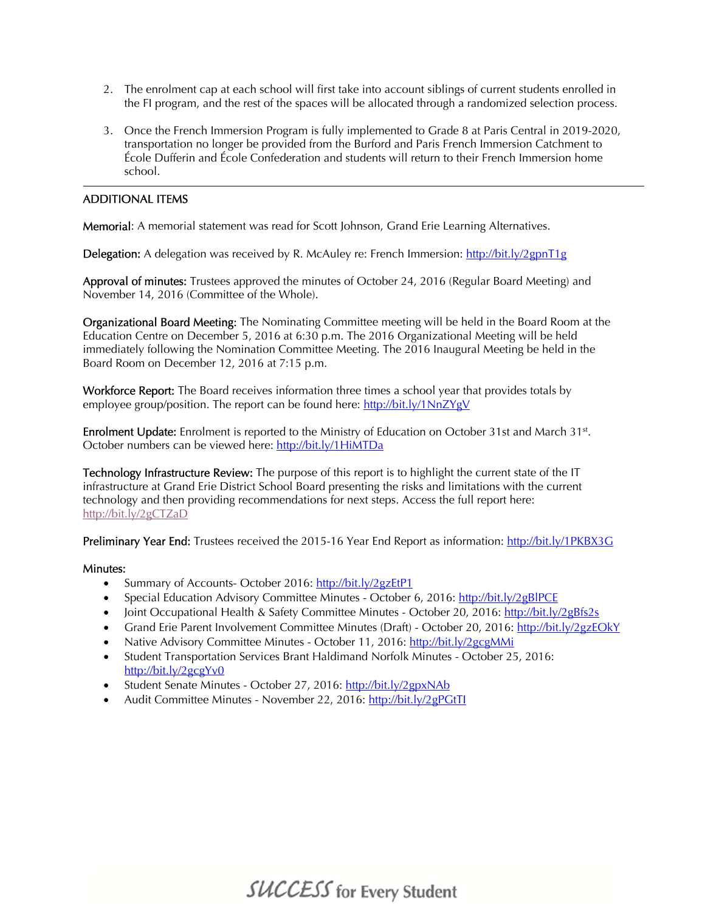2. The enrolment cap at each school will first take into account siblings of current students enrolled in the FI program, and the rest of the spaces will be allocated through a randomized selection process.

3. Once the French Immersion Program is fully implemented to Grade 8 at Paris Central in 2019-2020, transportation no longer be provided from the Burford and Paris French Immersion Catchment to École Dufferin and École Confederation and students will return to their French Immersion home school.

---

## ADDITIONAL ITEMS

**Memorial**: A memorial statement was read for Scott Johnson, Grand Erie Learning Alternatives.

**Delegation:** A delegation was received by R. McAuley re: French Immersion: http://bit.ly/2gpnT1g

**Approval of minutes:** Trustees approved the minutes of October 24, 2016 (Regular Board Meeting) and November 14, 2016 (Committee of the Whole).

**Organizational Board Meeting:** The Nominating Committee meeting will be held in the Board Room at the Education Centre on December 5, 2016 at 6:30 p.m. The 2016 Organizational Meeting will be held immediately following the Nomination Committee Meeting. The 2016 Inaugural Meeting be held in the Board Room on December 12, 2016 at 7:15 p.m.

**Workforce Report:** The Board receives information three times a school year that provides totals by employee group/position. The report can be found here: http://bit.ly/1NnZYgV

**Enrolment Update:** Enrolment is reported to the Ministry of Education on October 31st and March 31st. October numbers can be viewed here: http://bit.ly/1HiMTDa

**Technology Infrastructure Review:** The purpose of this report is to highlight the current state of the IT infrastructure at Grand Erie District School Board presenting the risks and limitations with the current technology and then providing recommendations for next steps. Access the full report here: http://bit.ly/2gCTZaD

**Preliminary Year End:** Trustees received the 2015-16 Year End Report as information: http://bit.ly/1PKBX3G

**Minutes:**

- Summary of Accounts- October 2016: http://bit.ly/2gzEtP1
- Special Education Advisory Committee Minutes - October 6, 2016: http://bit.ly/2gBlPCE
- Joint Occupational Health & Safety Committee Minutes - October 20, 2016: http://bit.ly/2gBfs2s
- Grand Erie Parent Involvement Committee Minutes (Draft) - October 20, 2016: http://bit.ly/2gzEOkY
- Native Advisory Committee Minutes - October 11, 2016: http://bit.ly/2gcgMMi
- Student Transportation Services Brant Haldimand Norfolk Minutes - October 25, 2016: http://bit.ly/2gcgYv0
- Student Senate Minutes - October 27, 2016: http://bit.ly/2gpxNAb
- Audit Committee Minutes - November 22, 2016: http://bit.ly/2gPGtTI

SUCCESS for Every Student